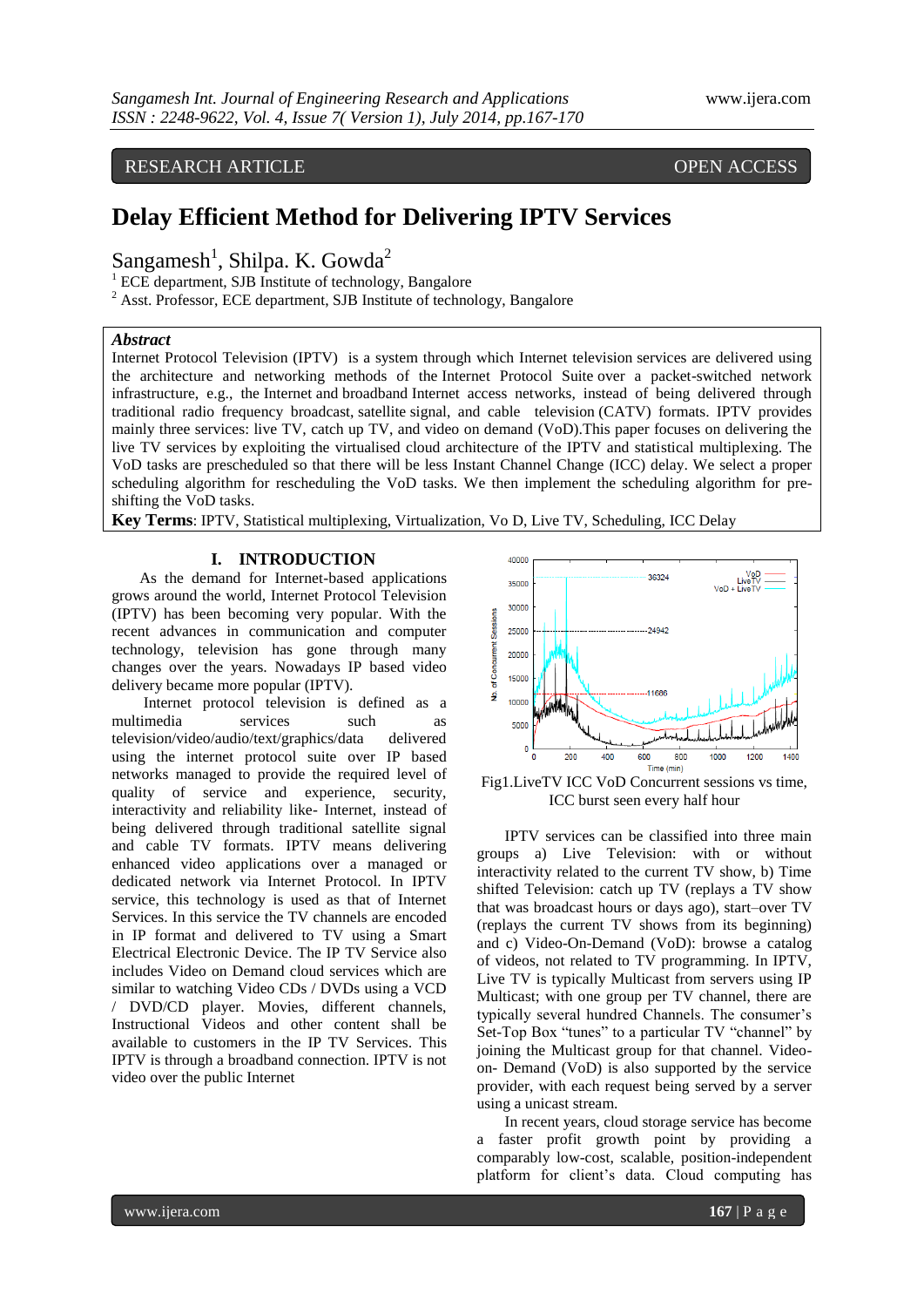RESEARCH ARTICLE OPEN ACCESS

# Delay Efficient Method for Delivering IPTV Services

Sangamesh[1], Shilpa. K. Gowda[2]

[1] ECE department, SJB Institute of technology, Bangalore
[2] Asst. Professor, ECE department, SJB Institute of technology, Bangalore

***Abstract***

Internet Protocol Television (IPTV) is a system through which Internet television services are delivered using the architecture and networking methods of the Internet Protocol Suite over a packet-switched network infrastructure, e.g., the Internet and broadband Internet access networks, instead of being delivered through traditional radio frequency broadcast, satellite signal, and cable television (CATV) formats. IPTV provides mainly three services: live TV, catch up TV, and video on demand (VoD).This paper focuses on delivering the live TV services by exploiting the virtualised cloud architecture of the IPTV and statistical multiplexing. The VoD tasks are prescheduled so that there will be less Instant Channel Change (ICC) delay. We select a proper scheduling algorithm for rescheduling the VoD tasks. We then implement the scheduling algorithm for pre-shifting the VoD tasks.

**Key Terms**: IPTV, Statistical multiplexing, Virtualization, Vo D, Live TV, Scheduling, ICC Delay

## I. INTRODUCTION

As the demand for Internet-based applications grows around the world, Internet Protocol Television (IPTV) has been becoming very popular. With the recent advances in communication and computer technology, television has gone through many changes over the years. Nowadays IP based video delivery became more popular (IPTV).

Internet protocol television is defined as a multimedia services such as television/video/audio/text/graphics/data delivered using the internet protocol suite over IP based networks managed to provide the required level of quality of service and experience, security, interactivity and reliability like- Internet, instead of being delivered through traditional satellite signal and cable TV formats. IPTV means delivering enhanced video applications over a managed or dedicated network via Internet Protocol. In IPTV service, this technology is used as that of Internet Services. In this service the TV channels are encoded in IP format and delivered to TV using a Smart Electrical Electronic Device. The IP TV Service also includes Video on Demand cloud services which are similar to watching Video CDs / DVDs using a VCD / DVD/CD player. Movies, different channels, Instructional Videos and other content shall be available to customers in the IP TV Services. This IPTV is through a broadband connection. IPTV is not video over the public Internet

Fig1.LiveTV ICC VoD Concurrent sessions vs time, ICC burst seen every half hour

IPTV services can be classified into three main groups a) Live Television: with or without interactivity related to the current TV show, b) Time shifted Television: catch up TV (replays a TV show that was broadcast hours or days ago), start–over TV (replays the current TV shows from its beginning) and c) Video-On-Demand (VoD): browse a catalog of videos, not related to TV programming. In IPTV, Live TV is typically Multicast from servers using IP Multicast; with one group per TV channel, there are typically several hundred Channels. The consumer's Set-Top Box "tunes" to a particular TV "channel" by joining the Multicast group for that channel. Video-on- Demand (VoD) is also supported by the service provider, with each request being served by a server using a unicast stream.

In recent years, cloud storage service has become a faster profit growth point by providing a comparably low-cost, scalable, position-independent platform for client's data. Cloud computing has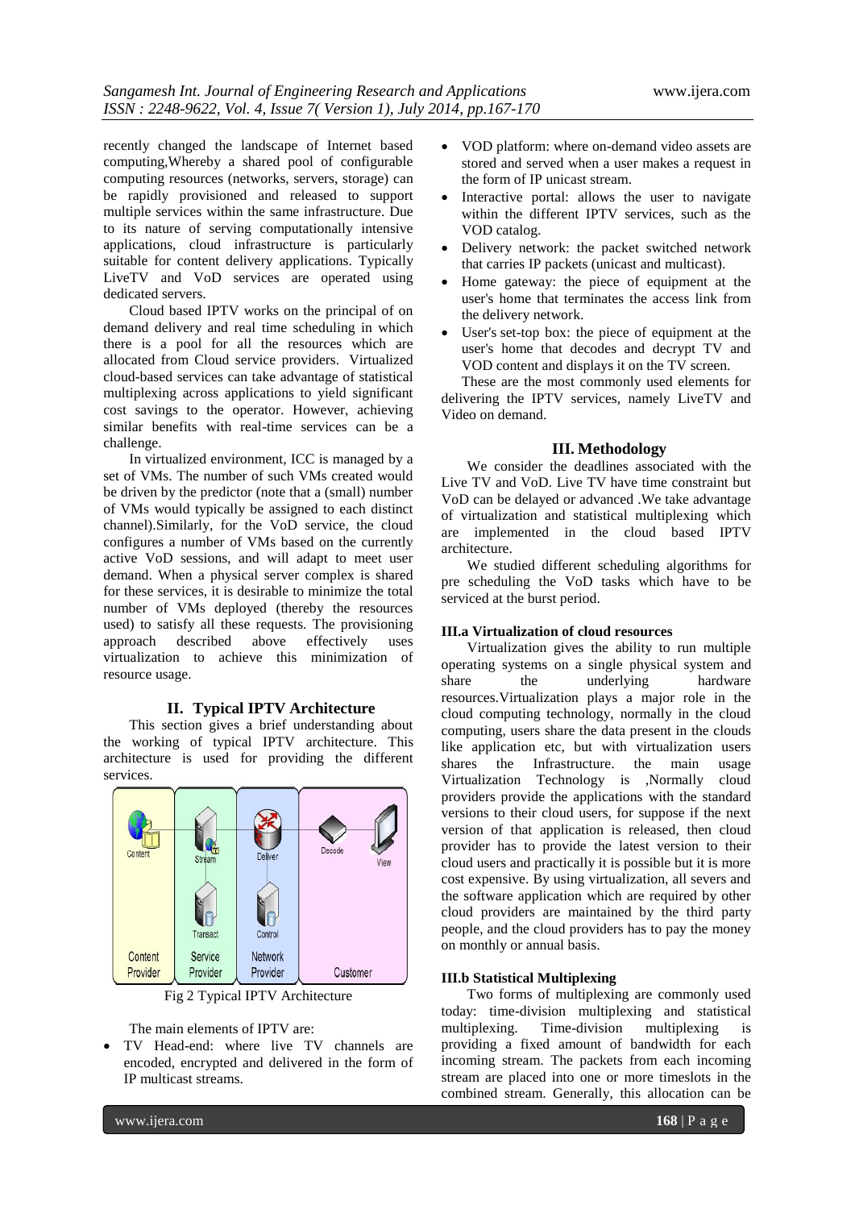recently changed the landscape of Internet based computing,Whereby a shared pool of configurable computing resources (networks, servers, storage) can be rapidly provisioned and released to support multiple services within the same infrastructure. Due to its nature of serving computationally intensive applications, cloud infrastructure is particularly suitable for content delivery applications. Typically LiveTV and VoD services are operated using dedicated servers.

Cloud based IPTV works on the principal of on demand delivery and real time scheduling in which there is a pool for all the resources which are allocated from Cloud service providers. Virtualized cloud-based services can take advantage of statistical multiplexing across applications to yield significant cost savings to the operator. However, achieving similar benefits with real-time services can be a challenge.

In virtualized environment, ICC is managed by a set of VMs. The number of such VMs created would be driven by the predictor (note that a (small) number of VMs would typically be assigned to each distinct channel).Similarly, for the VoD service, the cloud configures a number of VMs based on the currently active VoD sessions, and will adapt to meet user demand. When a physical server complex is shared for these services, it is desirable to minimize the total number of VMs deployed (thereby the resources used) to satisfy all these requests. The provisioning approach described above effectively uses virtualization to achieve this minimization of resource usage.

## II. Typical IPTV Architecture

This section gives a brief understanding about the working of typical IPTV architecture. This architecture is used for providing the different services.

Fig 2 Typical IPTV Architecture

The main elements of IPTV are:

- TV Head-end: where live TV channels are encoded, encrypted and delivered in the form of IP multicast streams.
- VOD platform: where on-demand video assets are stored and served when a user makes a request in the form of IP unicast stream.
- Interactive portal: allows the user to navigate within the different IPTV services, such as the VOD catalog.
- Delivery network: the packet switched network that carries IP packets (unicast and multicast).
- Home gateway: the piece of equipment at the user's home that terminates the access link from the delivery network.
- User's set-top box: the piece of equipment at the user's home that decodes and decrypt TV and VOD content and displays it on the TV screen.

These are the most commonly used elements for delivering the IPTV services, namely LiveTV and Video on demand.

## III. Methodology

We consider the deadlines associated with the Live TV and VoD. Live TV have time constraint but VoD can be delayed or advanced .We take advantage of virtualization and statistical multiplexing which are implemented in the cloud based IPTV architecture.

We studied different scheduling algorithms for pre scheduling the VoD tasks which have to be serviced at the burst period.

### III.a Virtualization of cloud resources

Virtualization gives the ability to run multiple operating systems on a single physical system and share the underlying hardware resources.Virtualization plays a major role in the cloud computing technology, normally in the cloud computing, users share the data present in the clouds like application etc, but with virtualization users shares the Infrastructure. the main usage Virtualization Technology is ,Normally cloud providers provide the applications with the standard versions to their cloud users, for suppose if the next version of that application is released, then cloud provider has to provide the latest version to their cloud users and practically it is possible but it is more cost expensive. By using virtualization, all severs and the software application which are required by other cloud providers are maintained by the third party people, and the cloud providers has to pay the money on monthly or annual basis.

### III.b Statistical Multiplexing

Two forms of multiplexing are commonly used today: time-division multiplexing and statistical multiplexing. Time-division multiplexing is providing a fixed amount of bandwidth for each incoming stream. The packets from each incoming stream are placed into one or more timeslots in the combined stream. Generally, this allocation can be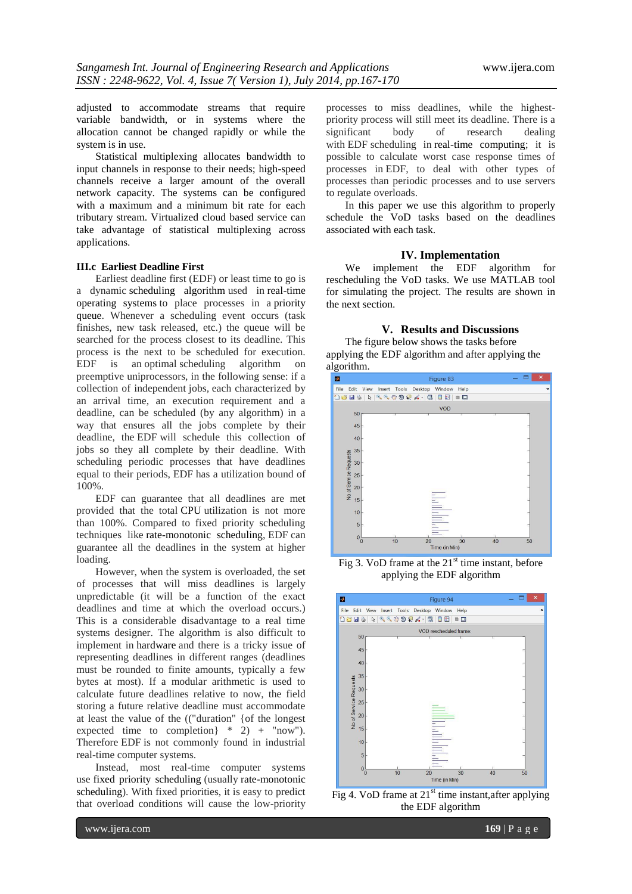adjusted to accommodate streams that require variable bandwidth, or in systems where the allocation cannot be changed rapidly or while the system is in use.

Statistical multiplexing allocates bandwidth to input channels in response to their needs; high-speed channels receive a larger amount of the overall network capacity. The systems can be configured with a maximum and a minimum bit rate for each tributary stream. Virtualized cloud based service can take advantage of statistical multiplexing across applications.

### III.c Earliest Deadline First

Earliest deadline first (EDF) or least time to go is a dynamic scheduling algorithm used in real-time operating systems to place processes in a priority queue. Whenever a scheduling event occurs (task finishes, new task released, etc.) the queue will be searched for the process closest to its deadline. This process is the next to be scheduled for execution. EDF is an optimal scheduling algorithm on preemptive uniprocessors, in the following sense: if a collection of independent jobs, each characterized by an arrival time, an execution requirement and a deadline, can be scheduled (by any algorithm) in a way that ensures all the jobs complete by their deadline, the EDF will schedule this collection of jobs so they all complete by their deadline. With scheduling periodic processes that have deadlines equal to their periods, EDF has a utilization bound of 100%.

EDF can guarantee that all deadlines are met provided that the total CPU utilization is not more than 100%. Compared to fixed priority scheduling techniques like rate-monotonic scheduling, EDF can guarantee all the deadlines in the system at higher loading.

However, when the system is overloaded, the set of processes that will miss deadlines is largely unpredictable (it will be a function of the exact deadlines and time at which the overload occurs.) This is a considerable disadvantage to a real time systems designer. The algorithm is also difficult to implement in hardware and there is a tricky issue of representing deadlines in different ranges (deadlines must be rounded to finite amounts, typically a few bytes at most). If a modular arithmetic is used to calculate future deadlines relative to now, the field storing a future relative deadline must accommodate at least the value of the (("duration" {of the longest expected time to completion} * 2) + "now"). Therefore EDF is not commonly found in industrial real-time computer systems.

Instead, most real-time computer systems use fixed priority scheduling (usually rate-monotonic scheduling). With fixed priorities, it is easy to predict that overload conditions will cause the low-priority processes to miss deadlines, while the highest-priority process will still meet its deadline. There is a significant body of research dealing with EDF scheduling in real-time computing; it is possible to calculate worst case response times of processes in EDF, to deal with other types of processes than periodic processes and to use servers to regulate overloads.

In this paper we use this algorithm to properly schedule the VoD tasks based on the deadlines associated with each task.

## IV. Implementation

We implement the EDF algorithm for rescheduling the VoD tasks. We use MATLAB tool for simulating the project. The results are shown in the next section.

## V. Results and Discussions

The figure below shows the tasks before applying the EDF algorithm and after applying the algorithm.

Fig 3. VoD frame at the 21st time instant, before applying the EDF algorithm

Fig 4. VoD frame at 21st time instant,after applying the EDF algorithm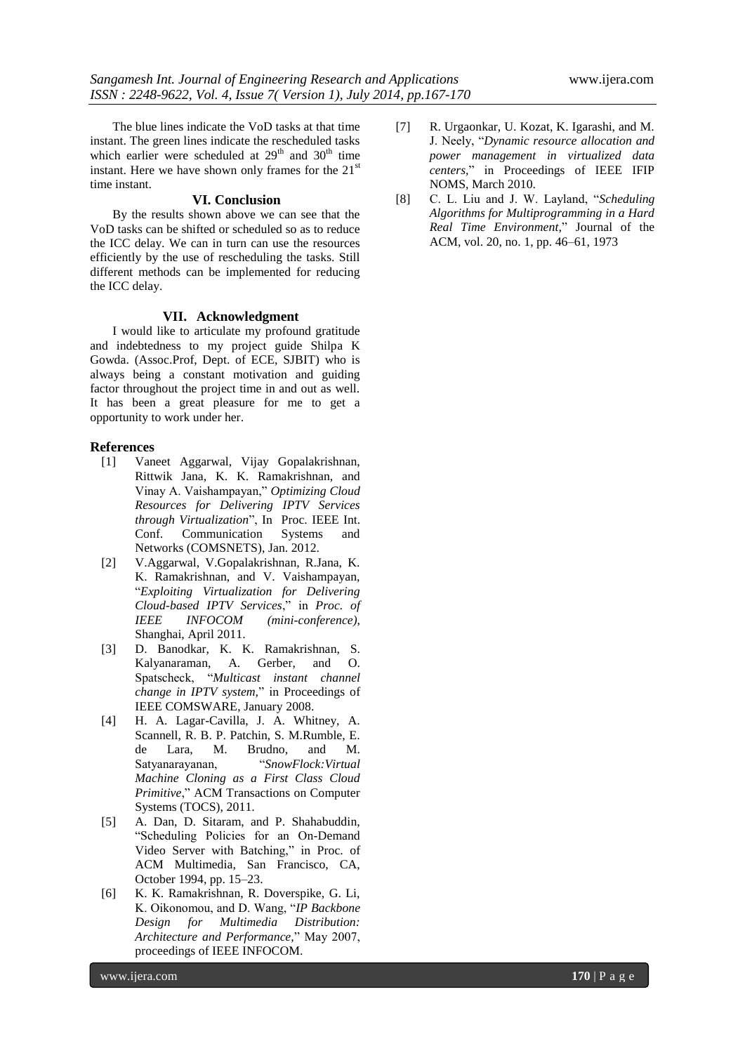The blue lines indicate the VoD tasks at that time instant. The green lines indicate the rescheduled tasks which earlier were scheduled at $29^{th}$ and $30^{th}$ time instant. Here we have shown only frames for the $21^{st}$ time instant.

## VI. Conclusion

By the results shown above we can see that the VoD tasks can be shifted or scheduled so as to reduce the ICC delay. We can in turn can use the resources efficiently by the use of rescheduling the tasks. Still different methods can be implemented for reducing the ICC delay.

## VII. Acknowledgment

I would like to articulate my profound gratitude and indebtedness to my project guide Shilpa K Gowda. (Assoc.Prof, Dept. of ECE, SJBIT) who is always being a constant motivation and guiding factor throughout the project time in and out as well. It has been a great pleasure for me to get a opportunity to work under her.

## References

[1] Vaneet Aggarwal, Vijay Gopalakrishnan, Rittwik Jana, K. K. Ramakrishnan, and Vinay A. Vaishampayan," *Optimizing Cloud Resources for Delivering IPTV Services through Virtualization*", In Proc. IEEE Int. Conf. Communication Systems and Networks (COMSNETS), Jan. 2012.

[2] V.Aggarwal, V.Gopalakrishnan, R.Jana, K. K. Ramakrishnan, and V. Vaishampayan, "*Exploiting Virtualization for Delivering Cloud-based IPTV Services*," in *Proc. of IEEE INFOCOM (mini-conference)*, Shanghai, April 2011.

[3] D. Banodkar, K. K. Ramakrishnan, S. Kalyanaraman, A. Gerber, and O. Spatscheck, "*Multicast instant channel change in IPTV system,*" in Proceedings of IEEE COMSWARE, January 2008.

[4] H. A. Lagar-Cavilla, J. A. Whitney, A. Scannell, R. B. P. Patchin, S. M.Rumble, E. de Lara, M. Brudno, and M. Satyanarayanan, "*SnowFlock:Virtual Machine Cloning as a First Class Cloud Primitive*," ACM Transactions on Computer Systems (TOCS), 2011.

[5] A. Dan, D. Sitaram, and P. Shahabuddin, "Scheduling Policies for an On-Demand Video Server with Batching," in Proc. of ACM Multimedia, San Francisco, CA, October 1994, pp. 15–23.

[6] K. K. Ramakrishnan, R. Doverspike, G. Li, K. Oikonomou, and D. Wang, "*IP Backbone Design for Multimedia Distribution: Architecture and Performance,*" May 2007, proceedings of IEEE INFOCOM.

[7] R. Urgaonkar, U. Kozat, K. Igarashi, and M. J. Neely, "*Dynamic resource allocation and power management in virtualized data centers,*" in Proceedings of IEEE IFIP NOMS, March 2010.

[8] C. L. Liu and J. W. Layland, "*Scheduling Algorithms for Multiprogramming in a Hard Real Time Environment,*" Journal of the ACM, vol. 20, no. 1, pp. 46–61, 1973